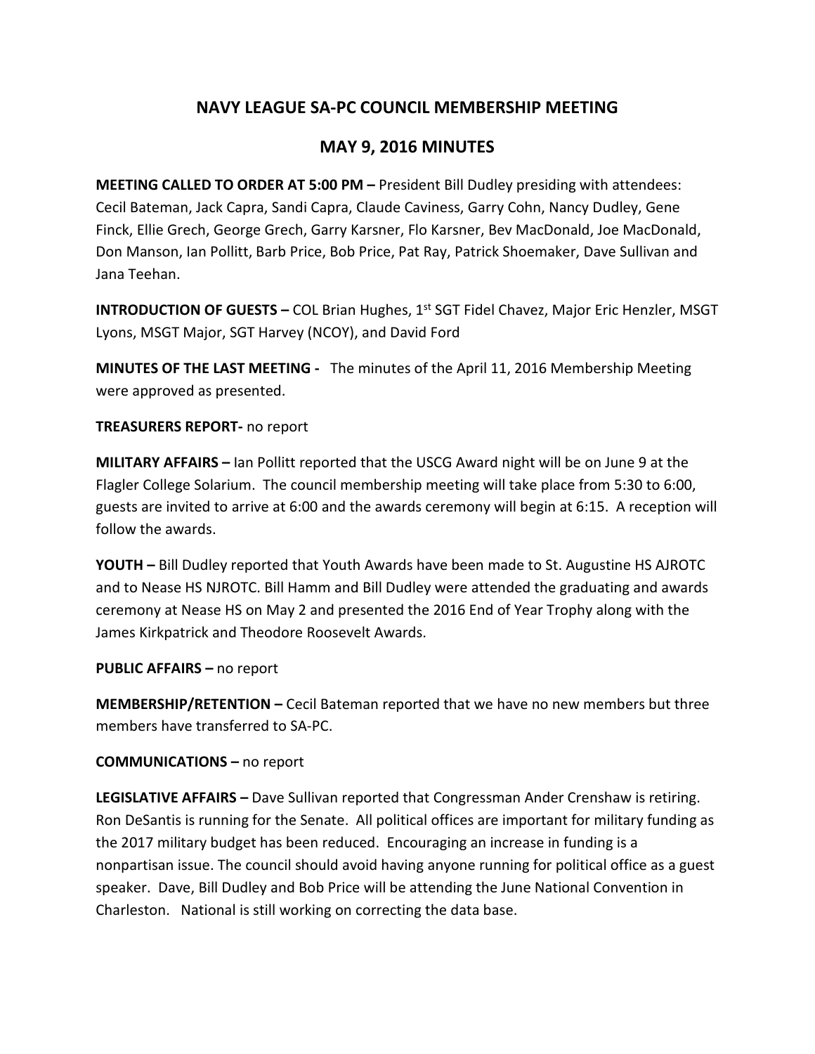# NAVY LEAGUE SA-PC COUNCIL MEMBERSHIP MEETING

## MAY 9, 2016 MINUTES

**MEETING CALLED TO ORDER AT 5:00 PM –** President Bill Dudley presiding with attendees: Cecil Bateman, Jack Capra, Sandi Capra, Claude Caviness, Garry Cohn, Nancy Dudley, Gene Finck, Ellie Grech, George Grech, Garry Karsner, Flo Karsner, Bev MacDonald, Joe MacDonald, Don Manson, Ian Pollitt, Barb Price, Bob Price, Pat Ray, Patrick Shoemaker, Dave Sullivan and Jana Teehan.

**INTRODUCTION OF GUESTS –** COL Brian Hughes, 1st SGT Fidel Chavez, Major Eric Henzler, MSGT Lyons, MSGT Major, SGT Harvey (NCOY), and David Ford

**MINUTES OF THE LAST MEETING -** The minutes of the April 11, 2016 Membership Meeting were approved as presented.

**TREASURERS REPORT-** no report

**MILITARY AFFAIRS –** Ian Pollitt reported that the USCG Award night will be on June 9 at the Flagler College Solarium. The council membership meeting will take place from 5:30 to 6:00, guests are invited to arrive at 6:00 and the awards ceremony will begin at 6:15. A reception will follow the awards.

**YOUTH –** Bill Dudley reported that Youth Awards have been made to St. Augustine HS AJROTC and to Nease HS NJROTC. Bill Hamm and Bill Dudley were attended the graduating and awards ceremony at Nease HS on May 2 and presented the 2016 End of Year Trophy along with the James Kirkpatrick and Theodore Roosevelt Awards.

**PUBLIC AFFAIRS –** no report

**MEMBERSHIP/RETENTION –** Cecil Bateman reported that we have no new members but three members have transferred to SA-PC.

**COMMUNICATIONS –** no report

**LEGISLATIVE AFFAIRS –** Dave Sullivan reported that Congressman Ander Crenshaw is retiring. Ron DeSantis is running for the Senate. All political offices are important for military funding as the 2017 military budget has been reduced. Encouraging an increase in funding is a nonpartisan issue. The council should avoid having anyone running for political office as a guest speaker. Dave, Bill Dudley and Bob Price will be attending the June National Convention in Charleston. National is still working on correcting the data base.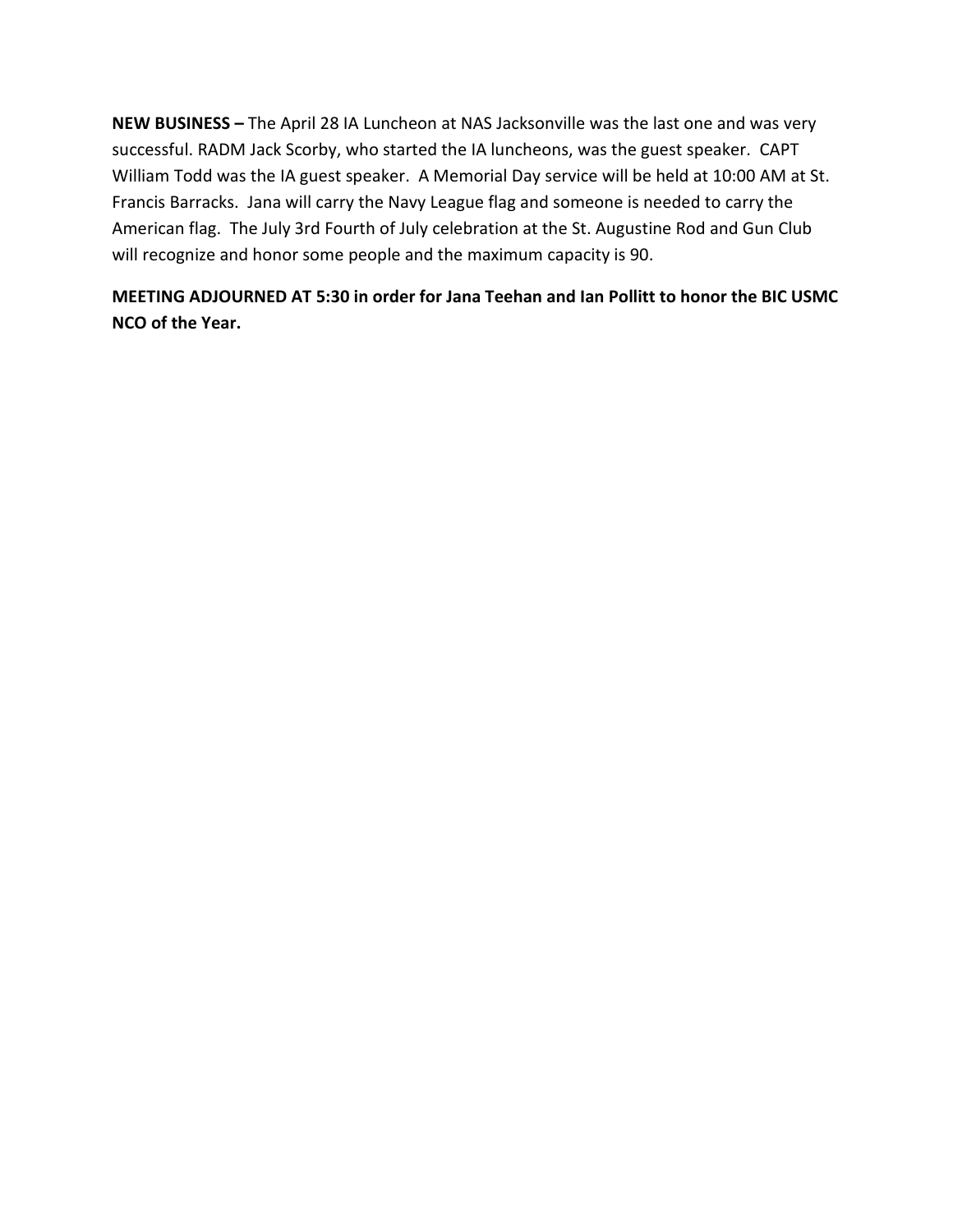**NEW BUSINESS –** The April 28 IA Luncheon at NAS Jacksonville was the last one and was very successful. RADM Jack Scorby, who started the IA luncheons, was the guest speaker. CAPT William Todd was the IA guest speaker. A Memorial Day service will be held at 10:00 AM at St. Francis Barracks. Jana will carry the Navy League flag and someone is needed to carry the American flag. The July 3rd Fourth of July celebration at the St. Augustine Rod and Gun Club will recognize and honor some people and the maximum capacity is 90.

**MEETING ADJOURNED AT 5:30 in order for Jana Teehan and Ian Pollitt to honor the BIC USMC NCO of the Year.**